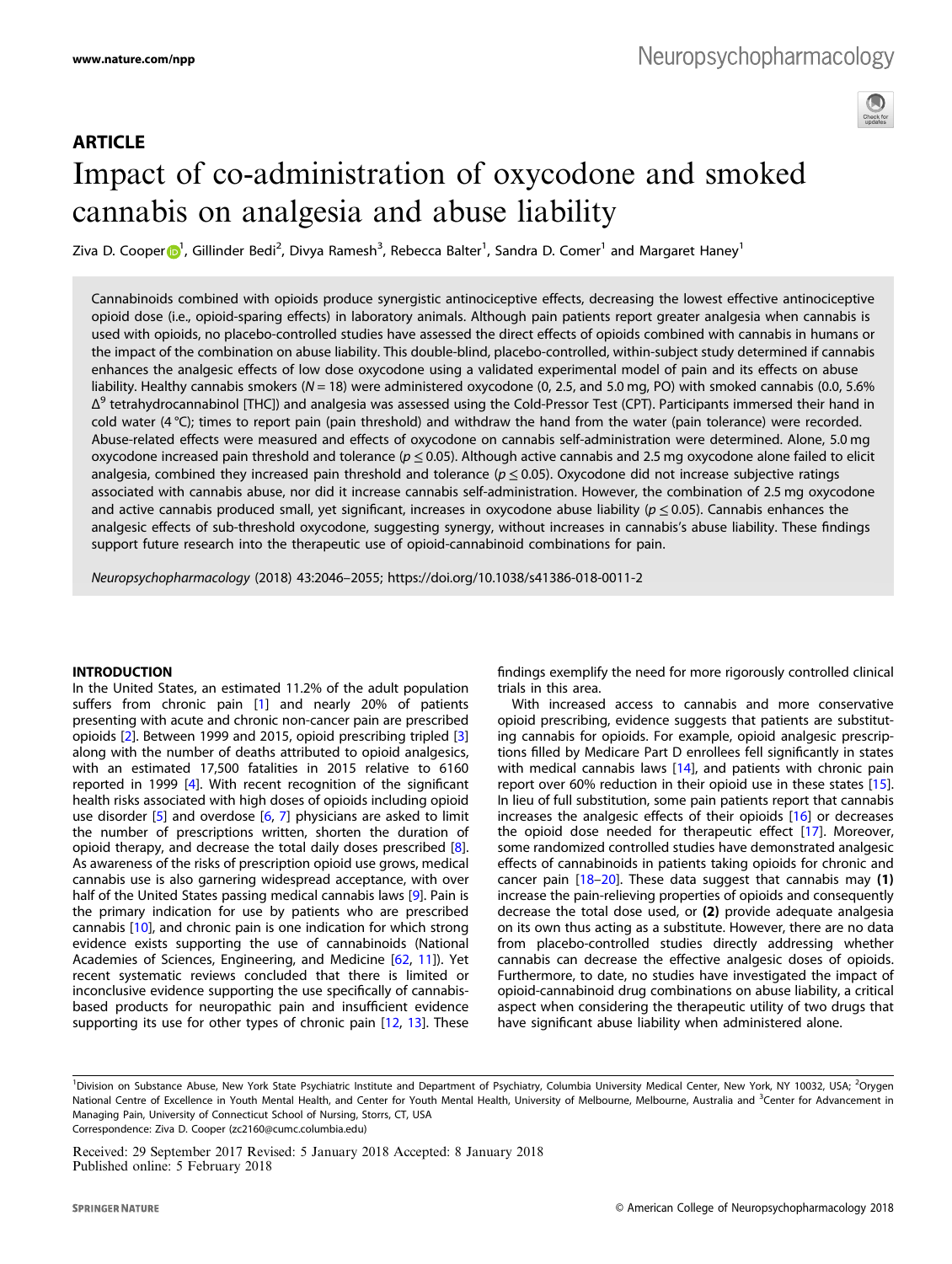ARTICLE

# Impact of co-administration of oxycodone and smoked cannabis on analgesia and abuse liability

Ziva D. Cooper[1], Gillinder Bedi[2], Divya Ramesh[3], Rebecca Balter[1], Sandra D. Comer[1] and Margaret Haney[1]

Cannabinoids combined with opioids produce synergistic antinociceptive effects, decreasing the lowest effective antinociceptive opioid dose (i.e., opioid-sparing effects) in laboratory animals. Although pain patients report greater analgesia when cannabis is used with opioids, no placebo-controlled studies have assessed the direct effects of opioids combined with cannabis in humans or the impact of the combination on abuse liability. This double-blind, placebo-controlled, within-subject study determined if cannabis enhances the analgesic effects of low dose oxycodone using a validated experimental model of pain and its effects on abuse liability. Healthy cannabis smokers ($N = 18$) were administered oxycodone (0, 2.5, and 5.0 mg, PO) with smoked cannabis (0.0, 5.6% $\Delta^9$ tetrahydrocannabinol [THC]) and analgesia was assessed using the Cold-Pressor Test (CPT). Participants immersed their hand in cold water (4 °C); times to report pain (pain threshold) and withdraw the hand from the water (pain tolerance) were recorded. Abuse-related effects were measured and effects of oxycodone on cannabis self-administration were determined. Alone, 5.0 mg oxycodone increased pain threshold and tolerance ($p \leq 0.05$). Although active cannabis and 2.5 mg oxycodone alone failed to elicit analgesia, combined they increased pain threshold and tolerance ($p \leq 0.05$). Oxycodone did not increase subjective ratings associated with cannabis abuse, nor did it increase cannabis self-administration. However, the combination of 2.5 mg oxycodone and active cannabis produced small, yet significant, increases in oxycodone abuse liability ($p \leq 0.05$). Cannabis enhances the analgesic effects of sub-threshold oxycodone, suggesting synergy, without increases in cannabis's abuse liability. These findings support future research into the therapeutic use of opioid-cannabinoid combinations for pain.

*Neuropsychopharmacology* (2018) 43:2046–2055; https://doi.org/10.1038/s41386-018-0011-2

## INTRODUCTION

In the United States, an estimated 11.2% of the adult population suffers from chronic pain [1] and nearly 20% of patients presenting with acute and chronic non-cancer pain are prescribed opioids [2]. Between 1999 and 2015, opioid prescribing tripled [3] along with the number of deaths attributed to opioid analgesics, with an estimated 17,500 fatalities in 2015 relative to 6160 reported in 1999 [4]. With recent recognition of the significant health risks associated with high doses of opioids including opioid use disorder [5] and overdose [6, 7] physicians are asked to limit the number of prescriptions written, shorten the duration of opioid therapy, and decrease the total daily doses prescribed [8]. As awareness of the risks of prescription opioid use grows, medical cannabis use is also garnering widespread acceptance, with over half of the United States passing medical cannabis laws [9]. Pain is the primary indication for use by patients who are prescribed cannabis [10], and chronic pain is one indication for which strong evidence exists supporting the use of cannabinoids (National Academies of Sciences, Engineering, and Medicine [62, 11]). Yet recent systematic reviews concluded that there is limited or inconclusive evidence supporting the use specifically of cannabis-based products for neuropathic pain and insufficient evidence supporting its use for other types of chronic pain [12, 13]. These findings exemplify the need for more rigorously controlled clinical trials in this area.

With increased access to cannabis and more conservative opioid prescribing, evidence suggests that patients are substituting cannabis for opioids. For example, opioid analgesic prescriptions filled by Medicare Part D enrollees fell significantly in states with medical cannabis laws [14], and patients with chronic pain report over 60% reduction in their opioid use in these states [15]. In lieu of full substitution, some pain patients report that cannabis increases the analgesic effects of their opioids [16] or decreases the opioid dose needed for therapeutic effect [17]. Moreover, some randomized controlled studies have demonstrated analgesic effects of cannabinoids in patients taking opioids for chronic and cancer pain [18–20]. These data suggest that cannabis may **(1)** increase the pain-relieving properties of opioids and consequently decrease the total dose used, or **(2)** provide adequate analgesia on its own thus acting as a substitute. However, there are no data from placebo-controlled studies directly addressing whether cannabis can decrease the effective analgesic doses of opioids. Furthermore, to date, no studies have investigated the impact of opioid-cannabinoid drug combinations on abuse liability, a critical aspect when considering the therapeutic utility of two drugs that have significant abuse liability when administered alone.

---

[1]Division on Substance Abuse, New York State Psychiatric Institute and Department of Psychiatry, Columbia University Medical Center, New York, NY 10032, USA; [2]Orygen National Centre of Excellence in Youth Mental Health, and Center for Youth Mental Health, University of Melbourne, Melbourne, Australia and [3]Center for Advancement in Managing Pain, University of Connecticut School of Nursing, Storrs, CT, USA
Correspondence: Ziva D. Cooper (zc2160@cumc.columbia.edu)

Received: 29 September 2017 Revised: 5 January 2018 Accepted: 8 January 2018
Published online: 5 February 2018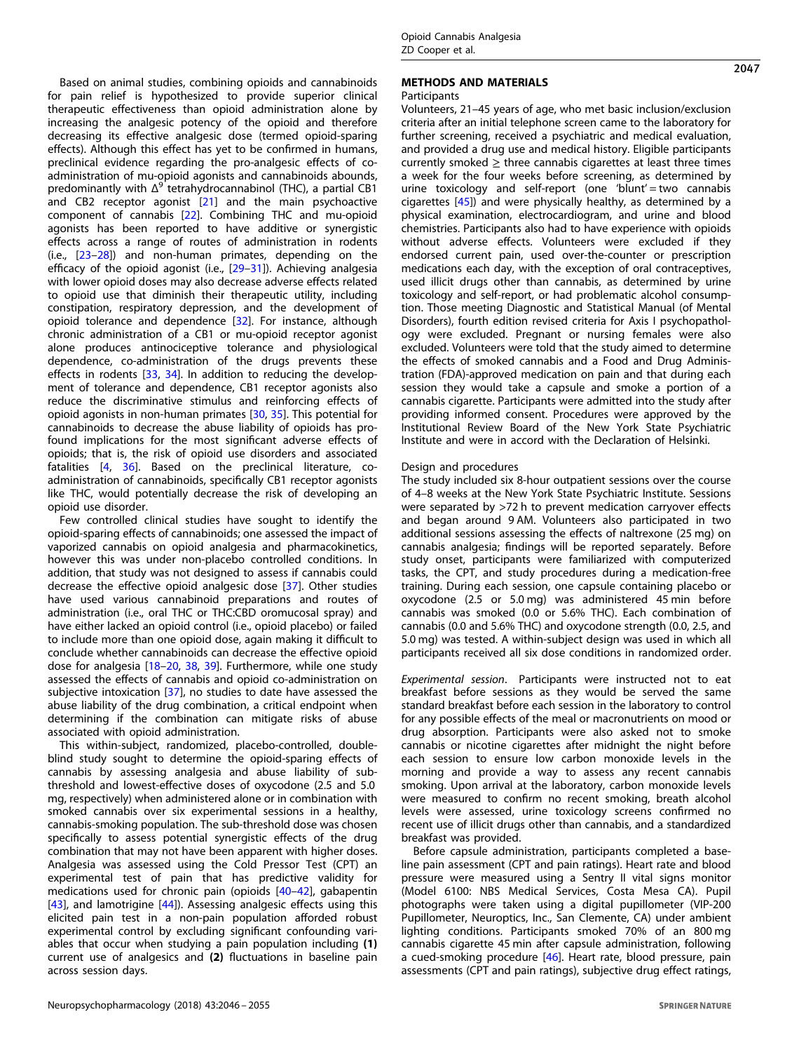Based on animal studies, combining opioids and cannabinoids for pain relief is hypothesized to provide superior clinical therapeutic effectiveness than opioid administration alone by increasing the analgesic potency of the opioid and therefore decreasing its effective analgesic dose (termed opioid-sparing effects). Although this effect has yet to be confirmed in humans, preclinical evidence regarding the pro-analgesic effects of co-administration of mu-opioid agonists and cannabinoids abounds, predominantly with $\Delta^9$ tetrahydrocannabinol (THC), a partial CB1 and CB2 receptor agonist [21] and the main psychoactive component of cannabis [22]. Combining THC and mu-opioid agonists has been reported to have additive or synergistic effects across a range of routes of administration in rodents (i.e., [23–28]) and non-human primates, depending on the efficacy of the opioid agonist (i.e., [29–31]). Achieving analgesia with lower opioid doses may also decrease adverse effects related to opioid use that diminish their therapeutic utility, including constipation, respiratory depression, and the development of opioid tolerance and dependence [32]. For instance, although chronic administration of a CB1 or mu-opioid receptor agonist alone produces antinociceptive tolerance and physiological dependence, co-administration of the drugs prevents these effects in rodents [33, 34]. In addition to reducing the development of tolerance and dependence, CB1 receptor agonists also reduce the discriminative stimulus and reinforcing effects of opioid agonists in non-human primates [30, 35]. This potential for cannabinoids to decrease the abuse liability of opioids has profound implications for the most significant adverse effects of opioids; that is, the risk of opioid use disorders and associated fatalities [4, 36]. Based on the preclinical literature, co-administration of cannabinoids, specifically CB1 receptor agonists like THC, would potentially decrease the risk of developing an opioid use disorder.

Few controlled clinical studies have sought to identify the opioid-sparing effects of cannabinoids; one assessed the impact of vaporized cannabis on opioid analgesia and pharmacokinetics, however this was under non-placebo controlled conditions. In addition, that study was not designed to assess if cannabis could decrease the effective opioid analgesic dose [37]. Other studies have used various cannabinoid preparations and routes of administration (i.e., oral THC or THC:CBD oromucosal spray) and have either lacked an opioid control (i.e., opioid placebo) or failed to include more than one opioid dose, again making it difficult to conclude whether cannabinoids can decrease the effective opioid dose for analgesia [18–20, 38, 39]. Furthermore, while one study assessed the effects of cannabis and opioid co-administration on subjective intoxication [37], no studies to date have assessed the abuse liability of the drug combination, a critical endpoint when determining if the combination can mitigate risks of abuse associated with opioid administration.

This within-subject, randomized, placebo-controlled, double-blind study sought to determine the opioid-sparing effects of cannabis by assessing analgesia and abuse liability of sub-threshold and lowest-effective doses of oxycodone (2.5 and 5.0 mg, respectively) when administered alone or in combination with smoked cannabis over six experimental sessions in a healthy, cannabis-smoking population. The sub-threshold dose was chosen specifically to assess potential synergistic effects of the drug combination that may not have been apparent with higher doses. Analgesia was assessed using the Cold Pressor Test (CPT) an experimental test of pain that has predictive validity for medications used for chronic pain (opioids [40–42], gabapentin [43], and lamotrigine [44]). Assessing analgesic effects using this elicited pain test in a non-pain population afforded robust experimental control by excluding significant confounding variables that occur when studying a pain population including **(1)** current use of analgesics and **(2)** fluctuations in baseline pain across session days.

## METHODS AND MATERIALS

### Participants

Volunteers, 21–45 years of age, who met basic inclusion/exclusion criteria after an initial telephone screen came to the laboratory for further screening, received a psychiatric and medical evaluation, and provided a drug use and medical history. Eligible participants currently smoked ≥ three cannabis cigarettes at least three times a week for the four weeks before screening, as determined by urine toxicology and self-report (one 'blunt' = two cannabis cigarettes [45]) and were physically healthy, as determined by a physical examination, electrocardiogram, and urine and blood chemistries. Participants also had to have experience with opioids without adverse effects. Volunteers were excluded if they endorsed current pain, used over-the-counter or prescription medications each day, with the exception of oral contraceptives, used illicit drugs other than cannabis, as determined by urine toxicology and self-report, or had problematic alcohol consumption. Those meeting Diagnostic and Statistical Manual (of Mental Disorders), fourth edition revised criteria for Axis I psychopathology were excluded. Pregnant or nursing females were also excluded. Volunteers were told that the study aimed to determine the effects of smoked cannabis and a Food and Drug Administration (FDA)-approved medication on pain and that during each session they would take a capsule and smoke a portion of a cannabis cigarette. Participants were admitted into the study after providing informed consent. Procedures were approved by the Institutional Review Board of the New York State Psychiatric Institute and were in accord with the Declaration of Helsinki.

### Design and procedures

The study included six 8-hour outpatient sessions over the course of 4–8 weeks at the New York State Psychiatric Institute. Sessions were separated by >72 h to prevent medication carryover effects and began around 9 AM. Volunteers also participated in two additional sessions assessing the effects of naltrexone (25 mg) on cannabis analgesia; findings will be reported separately. Before study onset, participants were familiarized with computerized tasks, the CPT, and study procedures during a medication-free training. During each session, one capsule containing placebo or oxycodone (2.5 or 5.0 mg) was administered 45 min before cannabis was smoked (0.0 or 5.6% THC). Each combination of cannabis (0.0 and 5.6% THC) and oxycodone strength (0.0, 2.5, and 5.0 mg) was tested. A within-subject design was used in which all participants received all six dose conditions in randomized order.

*Experimental session*. Participants were instructed not to eat breakfast before sessions as they would be served the same standard breakfast before each session in the laboratory to control for any possible effects of the meal or macronutrients on mood or drug absorption. Participants were also asked not to smoke cannabis or nicotine cigarettes after midnight the night before each session to ensure low carbon monoxide levels in the morning and provide a way to assess any recent cannabis smoking. Upon arrival at the laboratory, carbon monoxide levels were measured to confirm no recent smoking, breath alcohol levels were assessed, urine toxicology screens confirmed no recent use of illicit drugs other than cannabis, and a standardized breakfast was provided.

Before capsule administration, participants completed a baseline pain assessment (CPT and pain ratings). Heart rate and blood pressure were measured using a Sentry II vital signs monitor (Model 6100: NBS Medical Services, Costa Mesa CA). Pupil photographs were taken using a digital pupillometer (VIP-200 Pupillometer, Neuroptics, Inc., San Clemente, CA) under ambient lighting conditions. Participants smoked 70% of an 800 mg cannabis cigarette 45 min after capsule administration, following a cued-smoking procedure [46]. Heart rate, blood pressure, pain assessments (CPT and pain ratings), subjective drug effect ratings,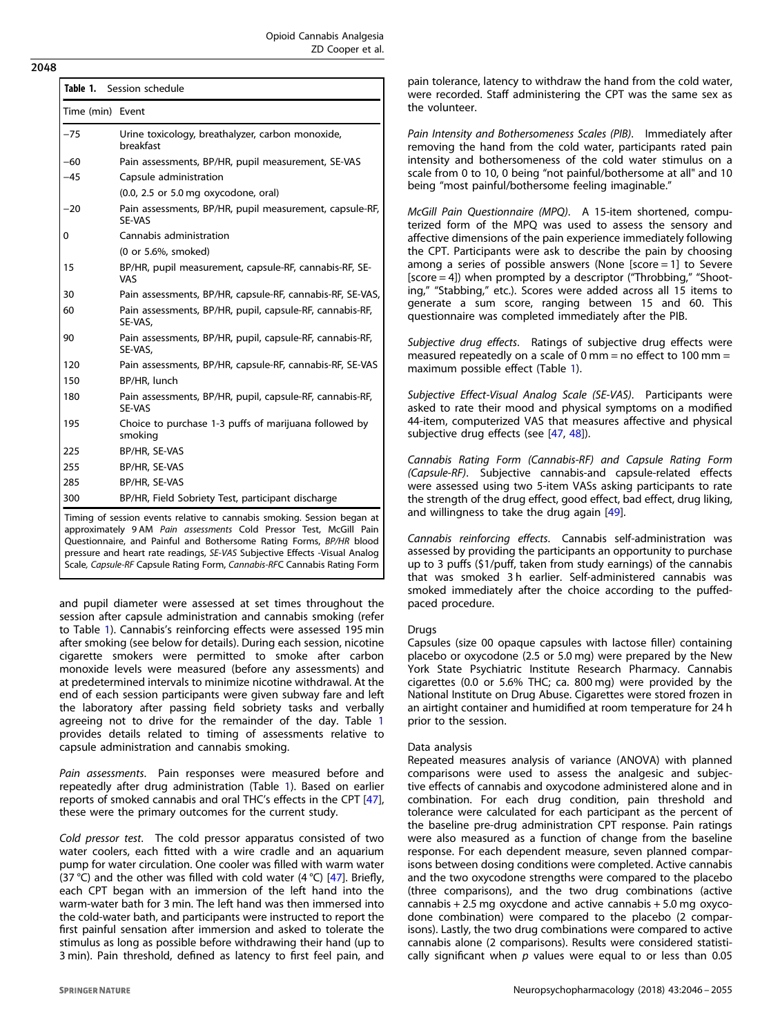**Table 1.** Session schedule

| Time (min) | Event |
|---|---|
| −75 | Urine toxicology, breathalyzer, carbon monoxide, breakfast |
| −60 | Pain assessments, BP/HR, pupil measurement, SE-VAS |
| −45 | Capsule administration |
| | (0.0, 2.5 or 5.0 mg oxycodone, oral) |
| −20 | Pain assessments, BP/HR, pupil measurement, capsule-RF, SE-VAS |
| 0 | Cannabis administration |
| | (0 or 5.6%, smoked) |
| 15 | BP/HR, pupil measurement, capsule-RF, cannabis-RF, SE-VAS |
| 30 | Pain assessments, BP/HR, capsule-RF, cannabis-RF, SE-VAS, |
| 60 | Pain assessments, BP/HR, pupil, capsule-RF, cannabis-RF, SE-VAS, |
| 90 | Pain assessments, BP/HR, pupil, capsule-RF, cannabis-RF, SE-VAS, |
| 120 | Pain assessments, BP/HR, capsule-RF, cannabis-RF, SE-VAS |
| 150 | BP/HR, lunch |
| 180 | Pain assessments, BP/HR, pupil, capsule-RF, cannabis-RF, SE-VAS |
| 195 | Choice to purchase 1-3 puffs of marijuana followed by smoking |
| 225 | BP/HR, SE-VAS |
| 255 | BP/HR, SE-VAS |
| 285 | BP/HR, SE-VAS |
| 300 | BP/HR, Field Sobriety Test, participant discharge |

Timing of session events relative to cannabis smoking. Session began at approximately 9 AM *Pain assessments* Cold Pressor Test, McGill Pain Questionnaire, and Painful and Bothersome Rating Forms, *BP/HR* blood pressure and heart rate readings, *SE-VAS* Subjective Effects -Visual Analog Scale, *Capsule-RF* Capsule Rating Form, *Cannabis-RFC* Cannabis Rating Form

and pupil diameter were assessed at set times throughout the session after capsule administration and cannabis smoking (refer to Table 1). Cannabis's reinforcing effects were assessed 195 min after smoking (see below for details). During each session, nicotine cigarette smokers were permitted to smoke after carbon monoxide levels were measured (before any assessments) and at predetermined intervals to minimize nicotine withdrawal. At the end of each session participants were given subway fare and left the laboratory after passing field sobriety tasks and verbally agreeing not to drive for the remainder of the day. Table 1 provides details related to timing of assessments relative to capsule administration and cannabis smoking.

*Pain assessments*. Pain responses were measured before and repeatedly after drug administration (Table 1). Based on earlier reports of smoked cannabis and oral THC's effects in the CPT [47], these were the primary outcomes for the current study.

*Cold pressor test*. The cold pressor apparatus consisted of two water coolers, each fitted with a wire cradle and an aquarium pump for water circulation. One cooler was filled with warm water (37 °C) and the other was filled with cold water (4 °C) [47]. Briefly, each CPT began with an immersion of the left hand into the warm-water bath for 3 min. The left hand was then immersed into the cold-water bath, and participants were instructed to report the first painful sensation after immersion and asked to tolerate the stimulus as long as possible before withdrawing their hand (up to 3 min). Pain threshold, defined as latency to first feel pain, and pain tolerance, latency to withdraw the hand from the cold water, were recorded. Staff administering the CPT was the same sex as the volunteer.

*Pain Intensity and Bothersomeness Scales (PIB)*. Immediately after removing the hand from the cold water, participants rated pain intensity and bothersomeness of the cold water stimulus on a scale from 0 to 10, 0 being "not painful/bothersome at all" and 10 being "most painful/bothersome feeling imaginable."

*McGill Pain Questionnaire (MPQ)*. A 15-item shortened, computerized form of the MPQ was used to assess the sensory and affective dimensions of the pain experience immediately following the CPT. Participants were ask to describe the pain by choosing among a series of possible answers (None [score = 1] to Severe [score = 4]) when prompted by a descriptor ("Throbbing," "Shooting," "Stabbing," etc.). Scores were added across all 15 items to generate a sum score, ranging between 15 and 60. This questionnaire was completed immediately after the PIB.

*Subjective drug effects*. Ratings of subjective drug effects were measured repeatedly on a scale of 0 mm = no effect to 100 mm = maximum possible effect (Table 1).

*Subjective Effect-Visual Analog Scale (SE-VAS)*. Participants were asked to rate their mood and physical symptoms on a modified 44-item, computerized VAS that measures affective and physical subjective drug effects (see [47, 48]).

*Cannabis Rating Form (Cannabis-RF) and Capsule Rating Form (Capsule-RF)*. Subjective cannabis-and capsule-related effects were assessed using two 5-item VASs asking participants to rate the strength of the drug effect, good effect, bad effect, drug liking, and willingness to take the drug again [49].

*Cannabis reinforcing effects*. Cannabis self-administration was assessed by providing the participants an opportunity to purchase up to 3 puffs ($1/puff, taken from study earnings) of the cannabis that was smoked 3 h earlier. Self-administered cannabis was smoked immediately after the choice according to the puffed-paced procedure.

### Drugs

Capsules (size 00 opaque capsules with lactose filler) containing placebo or oxycodone (2.5 or 5.0 mg) were prepared by the New York State Psychiatric Institute Research Pharmacy. Cannabis cigarettes (0.0 or 5.6% THC; ca. 800 mg) were provided by the National Institute on Drug Abuse. Cigarettes were stored frozen in an airtight container and humidified at room temperature for 24 h prior to the session.

### Data analysis

Repeated measures analysis of variance (ANOVA) with planned comparisons were used to assess the analgesic and subjective effects of cannabis and oxycodone administered alone and in combination. For each drug condition, pain threshold and tolerance were calculated for each participant as the percent of the baseline pre-drug administration CPT response. Pain ratings were also measured as a function of change from the baseline response. For each dependent measure, seven planned comparisons between dosing conditions were completed. Active cannabis and the two oxycodone strengths were compared to the placebo (three comparisons), and the two drug combinations (active cannabis + 2.5 mg oxycodone and active cannabis + 5.0 mg oxycodone combination) were compared to the placebo (2 comparisons). Lastly, the two drug combinations were compared to active cannabis alone (2 comparisons). Results were considered statistically significant when $p$ values were equal to or less than 0.05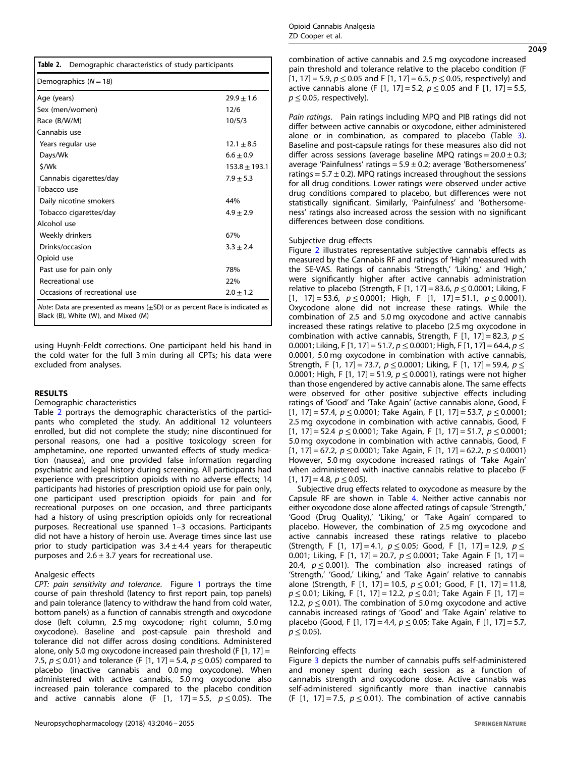**Table 2.** Demographic characteristics of study participants

| Demographics (N = 18) | |
|---|---|
| Age (years) | $29.9 \pm 1.6$ |
| Sex (men/women) | 12/6 |
| Race (B/W/M) | 10/5/3 |
| Cannabis use | |
| Years regular use | $12.1 \pm 8.5$ |
| Days/Wk | $6.6 \pm 0.9$ |
| $/Wk | $153.8 \pm 193.1$ |
| Cannabis cigarettes/day | $7.9 \pm 5.3$ |
| Tobacco use | |
| Daily nicotine smokers | 44% |
| Tobacco cigarettes/day | $4.9 \pm 2.9$ |
| Alcohol use | |
| Weekly drinkers | 67% |
| Drinks/occasion | $3.3 \pm 2.4$ |
| Opioid use | |
| Past use for pain only | 78% |
| Recreational use | 22% |
| Occasions of recreational use | $2.0 \pm 1.2$ |

*Note*: Data are presented as means (±SD) or as percent Race is indicated as Black (B), White (W), and Mixed (M)

using Huynh-Feldt corrections. One participant held his hand in the cold water for the full 3 min during all CPTs; his data were excluded from analyses.

## RESULTS

### Demographic characteristics

Table 2 portrays the demographic characteristics of the participants who completed the study. An additional 12 volunteers enrolled, but did not complete the study; nine discontinued for personal reasons, one had a positive toxicology screen for amphetamine, one reported unwanted effects of study medication (nausea), and one provided false information regarding psychiatric and legal history during screening. All participants had experience with prescription opioids with no adverse effects; 14 participants had histories of prescription opioid use for pain only, one participant used prescription opioids for pain and for recreational purposes on one occasion, and three participants had a history of using prescription opioids only for recreational purposes. Recreational use spanned 1–3 occasions. Participants did not have a history of heroin use. Average times since last use prior to study participation was $3.4 \pm 4.4$ years for therapeutic purposes and $2.6 \pm 3.7$ years for recreational use.

### Analgesic effects

*CPT: pain sensitivity and tolerance*. Figure 1 portrays the time course of pain threshold (latency to first report pain, top panels) and pain tolerance (latency to withdraw the hand from cold water, bottom panels) as a function of cannabis strength and oxycodone dose (left column, 2.5 mg oxycodone; right column, 5.0 mg oxycodone). Baseline and post-capsule pain threshold and tolerance did not differ across dosing conditions. Administered alone, only 5.0 mg oxycodone increased pain threshold ($F$ [1, 17] = 7.5, $p \leq 0.01$) and tolerance ($F$ [1, 17] = 5.4, $p \leq 0.05$) compared to placebo (inactive cannabis and 0.0 mg oxycodone). When administered with active cannabis, 5.0 mg oxycodone also increased pain tolerance compared to the placebo condition and active cannabis alone ($F$ [1, 17] = 5.5, $p \leq 0.05$). The combination of active cannabis and 2.5 mg oxycodone increased pain threshold and tolerance relative to the placebo condition ($F$ [1, 17] = 5.9, $p \leq 0.05$ and $F$ [1, 17] = 6.5, $p \leq 0.05$, respectively) and active cannabis alone ($F$ [1, 17] = 5.2, $p \leq 0.05$ and $F$ [1, 17] = 5.5, $p \leq 0.05$, respectively).

*Pain ratings*. Pain ratings including MPQ and PIB ratings did not differ between active cannabis or oxycodone, either administered alone or in combination, as compared to placebo (Table 3). Baseline and post-capsule ratings for these measures also did not differ across sessions (average baseline MPQ ratings = $20.0 \pm 0.3$; average 'Painfulness' ratings = $5.9 \pm 0.2$; average 'Bothersomeness' ratings = $5.7 \pm 0.2$). MPQ ratings increased throughout the sessions for all drug conditions. Lower ratings were observed under active drug conditions compared to placebo, but differences were not statistically significant. Similarly, 'Painfulness' and 'Bothersomeness' ratings also increased across the session with no significant differences between dose conditions.

### Subjective drug effects

Figure 2 illustrates representative subjective cannabis effects as measured by the Cannabis RF and ratings of 'High' measured with the SE-VAS. Ratings of cannabis 'Strength,' 'Liking,' and 'High,' were significantly higher after active cannabis administration relative to placebo (Strength, $F$ [1, 17] = 83.6, $p \leq 0.0001$; Liking, $F$ [1, 17] = 53.6, $p \leq 0.0001$; High, $F$ [1, 17] = 51.1, $p \leq 0.0001$). Oxycodone alone did not increase these ratings. While the combination of 2.5 and 5.0 mg oxycodone and active cannabis increased these ratings relative to placebo (2.5 mg oxycodone in combination with active cannabis, Strength, $F$ [1, 17] = 82.3, $p \leq 0.0001$; Liking, $F$ [1, 17] = 51.7, $p \leq 0.0001$; High, $F$ [1, 17] = 64.4, $p \leq 0.0001$, 5.0 mg oxycodone in combination with active cannabis, Strength, $F$ [1, 17] = 73.7, $p \leq 0.0001$; Liking, $F$ [1, 17] = 59.4, $p \leq 0.0001$; High, $F$ [1, 17] = 51.9, $p \leq 0.0001$), ratings were not higher than those engendered by active cannabis alone. The same effects were observed for other positive subjective effects including ratings of 'Good' and 'Take Again' (active cannabis alone, Good, $F$ [1, 17] = 57.4, $p \leq 0.0001$; Take Again, $F$ [1, 17] = 53.7, $p \leq 0.0001$; 2.5 mg oxycodone in combination with active cannabis, Good, $F$ [1, 17] = 52.4 $p \leq 0.0001$; Take Again, $F$ [1, 17] = 51.7, $p \leq 0.0001$; 5.0 mg oxycodone in combination with active cannabis, Good, $F$ [1, 17] = 67.2, $p \leq 0.0001$; Take Again, $F$ [1, 17] = 62.2, $p \leq 0.0001$) However, 5.0 mg oxycodone increased ratings of 'Take Again' when administered with inactive cannabis relative to placebo ($F$ [1, 17] = 4.8, $p \leq 0.05$).

Subjective drug effects related to oxycodone as measure by the Capsule RF are shown in Table 4. Neither active cannabis nor either oxycodone dose alone affected ratings of capsule 'Strength,' 'Good (Drug Quality),' 'Liking,' or 'Take Again' compared to placebo. However, the combination of 2.5 mg oxycodone and active cannabis increased these ratings relative to placebo (Strength, $F$ [1, 17] = 4.1, $p \leq 0.05$; Good, $F$ [1, 17] = 12.9, $p \leq 0.001$; Liking, $F$ [1, 17] = 20.7, $p \leq 0.0001$; Take Again $F$ [1, 17] = 20.4, $p \leq 0.001$). The combination also increased ratings of 'Strength,' 'Good,' Liking,' and 'Take Again' relative to cannabis alone (Strength, $F$ [1, 17] = 10.5, $p \leq 0.01$; Good, $F$ [1, 17] = 11.8, $p \leq 0.01$; Liking, $F$ [1, 17] = 12.2, $p \leq 0.01$; Take Again $F$ [1, 17] = 12.2, $p \leq 0.01$). The combination of 5.0 mg oxycodone and active cannabis increased ratings of 'Good' and 'Take Again' relative to placebo (Good, $F$ [1, 17] = 4.4, $p \leq 0.05$; Take Again, $F$ [1, 17] = 5.7, $p \leq 0.05$).

### Reinforcing effects

Figure 3 depicts the number of cannabis puffs self-administered and money spent during each session as a function of cannabis strength and oxycodone dose. Active cannabis was self-administered significantly more than inactive cannabis ($F$ [1, 17] = 7.5, $p \leq 0.01$). The combination of active cannabis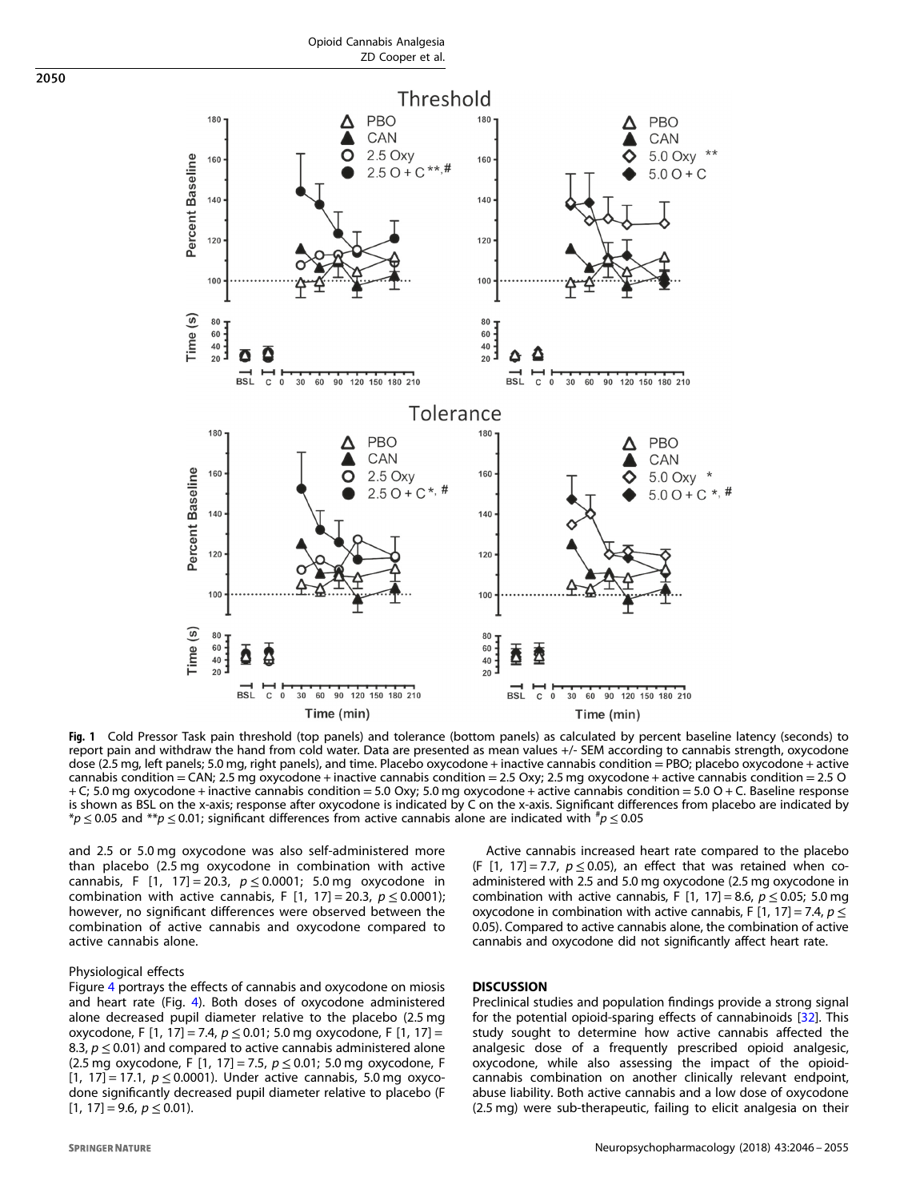**Fig. 1** Cold Pressor Task pain threshold (top panels) and tolerance (bottom panels) as calculated by percent baseline latency (seconds) to report pain and withdraw the hand from cold water. Data are presented as mean values +/- SEM according to cannabis strength, oxycodone dose (2.5 mg, left panels; 5.0 mg, right panels), and time. Placebo oxycodone + inactive cannabis condition = PBO; placebo oxycodone + active cannabis condition = CAN; 2.5 mg oxycodone + inactive cannabis condition = 2.5 Oxy; 2.5 mg oxycodone + active cannabis condition = 2.5 O + C; 5.0 mg oxycodone + inactive cannabis condition = 5.0 Oxy; 5.0 mg oxycodone + active cannabis condition = 5.0 O + C. Baseline response is shown as BSL on the x-axis; response after oxycodone is indicated by C on the x-axis. Significant differences from placebo are indicated by $^{*}p \leq 0.05$ and $^{**}p \leq 0.01$; significant differences from active cannabis alone are indicated with $^{\#}p \leq 0.05$

and 2.5 or 5.0 mg oxycodone was also self-administered more than placebo (2.5 mg oxycodone in combination with active cannabis, $F$ [1, 17] = 20.3, $p \leq 0.0001$; 5.0 mg oxycodone in combination with active cannabis, $F$ [1, 17] = 20.3, $p \leq 0.0001$); however, no significant differences were observed between the combination of active cannabis and oxycodone compared to active cannabis alone.

### Physiological effects

Figure 4 portrays the effects of cannabis and oxycodone on miosis and heart rate (Fig. 4). Both doses of oxycodone administered alone decreased pupil diameter relative to the placebo (2.5 mg oxycodone, $F$ [1, 17] = 7.4, $p \leq 0.01$; 5.0 mg oxycodone, $F$ [1, 17] = 8.3, $p \leq 0.01$) and compared to active cannabis administered alone (2.5 mg oxycodone, $F$ [1, 17] = 7.5, $p \leq 0.01$; 5.0 mg oxycodone, $F$ [1, 17] = 17.1, $p \leq 0.0001$). Under active cannabis, 5.0 mg oxycodone significantly decreased pupil diameter relative to placebo ($F$ [1, 17] = 9.6, $p \leq 0.01$).

Active cannabis increased heart rate compared to the placebo ($F$ [1, 17] = 7.7, $p \leq 0.05$), an effect that was retained when co-administered with 2.5 and 5.0 mg oxycodone (2.5 mg oxycodone in combination with active cannabis, $F$ [1, 17] = 8.6, $p \leq 0.05$; 5.0 mg oxycodone in combination with active cannabis, $F$ [1, 17] = 7.4, $p \leq 0.05$). Compared to active cannabis alone, the combination of active cannabis and oxycodone did not significantly affect heart rate.

## DISCUSSION

Preclinical studies and population findings provide a strong signal for the potential opioid-sparing effects of cannabinoids [32]. This study sought to determine how active cannabis affected the analgesic dose of a frequently prescribed opioid analgesic, oxycodone, while also assessing the impact of the opioid-cannabis combination on another clinically relevant endpoint, abuse liability. Both active cannabis and a low dose of oxycodone (2.5 mg) were sub-therapeutic, failing to elicit analgesia on their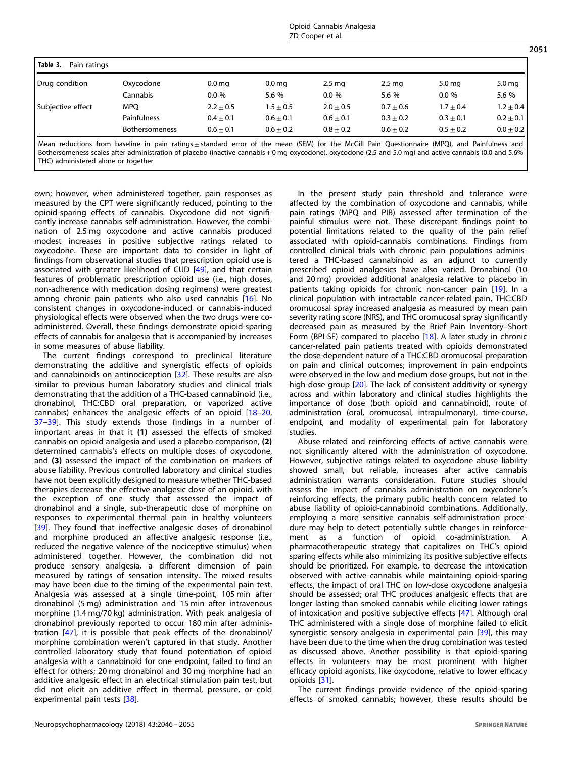**Table 3.** Pain ratings

| Drug condition | Oxycodone | 0.0 mg | 0.0 mg | 2.5 mg | 2.5 mg | 5.0 mg | 5.0 mg |
|---|---|---|---|---|---|---|---|
| | Cannabis | 0.0 % | 5.6 % | 0.0 % | 5.6 % | 0.0 % | 5.6 % |
| Subjective effect | MPQ | 2.2 ± 0.5 | 1.5 ± 0.5 | 2.0 ± 0.5 | 0.7 ± 0.6 | 1.7 ± 0.4 | 1.2 ± 0.4 |
| | Painfulness | 0.4 ± 0.1 | 0.6 ± 0.1 | 0.6 ± 0.1 | 0.3 ± 0.2 | 0.3 ± 0.1 | 0.2 ± 0.1 |
| | Bothersomeness | 0.6 ± 0.1 | 0.6 ± 0.2 | 0.8 ± 0.2 | 0.6 ± 0.2 | 0.5 ± 0.2 | 0.0 ± 0.2 |

Mean reductions from baseline in pain ratings ± standard error of the mean (SEM) for the McGill Pain Questionnaire (MPQ), and Painfulness and Bothersomeness scales after administration of placebo (inactive cannabis + 0 mg oxycodone), oxycodone (2.5 and 5.0 mg) and active cannabis (0.0 and 5.6% THC) administered alone or together

own; however, when administered together, pain responses as measured by the CPT were significantly reduced, pointing to the opioid-sparing effects of cannabis. Oxycodone did not significantly increase cannabis self-administration. However, the combination of 2.5 mg oxycodone and active cannabis produced modest increases in positive subjective ratings related to oxycodone. These are important data to consider in light of findings from observational studies that prescription opioid use is associated with greater likelihood of CUD [49], and that certain features of problematic prescription opioid use (i.e., high doses, non-adherence with medication dosing regimens) were greatest among chronic pain patients who also used cannabis [16]. No consistent changes in oxycodone-induced or cannabis-induced physiological effects were observed when the two drugs were co-administered. Overall, these findings demonstrate opioid-sparing effects of cannabis for analgesia that is accompanied by increases in some measures of abuse liability.

The current findings correspond to preclinical literature demonstrating the additive and synergistic effects of opioids and cannabinoids on antinociception [32]. These results are also similar to previous human laboratory studies and clinical trials demonstrating that the addition of a THC-based cannabinoid (i.e., dronabinol, THC:CBD oral preparation, or vaporized active cannabis) enhances the analgesic effects of an opioid [18–20, 37–39]. This study extends those findings in a number of important areas in that it **(1)** assessed the effects of smoked cannabis on opioid analgesia and used a placebo comparison, **(2)** determined cannabis's effects on multiple doses of oxycodone, and **(3)** assessed the impact of the combination on markers of abuse liability. Previous controlled laboratory and clinical studies have not been explicitly designed to measure whether THC-based therapies decrease the effective analgesic dose of an opioid, with the exception of one study that assessed the impact of dronabinol and a single, sub-therapeutic dose of morphine on responses to experimental thermal pain in healthy volunteers [39]. They found that ineffective analgesic doses of dronabinol and morphine produced an affective analgesic response (i.e., reduced the negative valence of the nociceptive stimulus) when administered together. However, the combination did not produce sensory analgesia, a different dimension of pain measured by ratings of sensation intensity. The mixed results may have been due to the timing of the experimental pain test. Analgesia was assessed at a single time-point, 105 min after dronabinol (5 mg) administration and 15 min after intravenous morphine (1.4 mg/70 kg) administration. With peak analgesia of dronabinol previously reported to occur 180 min after administration [47], it is possible that peak effects of the dronabinol/morphine combination weren't captured in that study. Another controlled laboratory study that found potentiation of opioid analgesia with a cannabinoid for one endpoint, failed to find an effect for others; 20 mg dronabinol and 30 mg morphine had an additive analgesic effect in an electrical stimulation pain test, but did not elicit an additive effect in thermal, pressure, or cold experimental pain tests [38].

In the present study pain threshold and tolerance were affected by the combination of oxycodone and cannabis, while pain ratings (MPQ and PIB) assessed after termination of the painful stimulus were not. These discrepant findings point to potential limitations related to the quality of the pain relief associated with opioid-cannabis combinations. Findings from controlled clinical trials with chronic pain populations administered a THC-based cannabinoid as an adjunct to currently prescribed opioid analgesics have also varied. Dronabinol (10 and 20 mg) provided additional analgesia relative to placebo in patients taking opioids for chronic non-cancer pain [19]. In a clinical population with intractable cancer-related pain, THC:CBD oromucosal spray increased analgesia as measured by mean pain severity rating score (NRS), and THC oromucosal spray significantly decreased pain as measured by the Brief Pain Inventory–Short Form (BPI-SF) compared to placebo [18]. A later study in chronic cancer-related pain patients treated with opioids demonstrated the dose-dependent nature of a THC:CBD oromucosal preparation on pain and clinical outcomes; improvement in pain endpoints were observed in the low and medium dose groups, but not in the high-dose group [20]. The lack of consistent additivity or synergy across and within laboratory and clinical studies highlights the importance of dose (both opioid and cannabinoid), route of administration (oral, oromucosal, intrapulmonary), time-course, endpoint, and modality of experimental pain for laboratory studies.

Abuse-related and reinforcing effects of active cannabis were not significantly altered with the administration of oxycodone. However, subjective ratings related to oxycodone abuse liability showed small, but reliable, increases after active cannabis administration warrants consideration. Future studies should assess the impact of cannabis administration on oxycodone's reinforcing effects, the primary public health concern related to abuse liability of opioid-cannabinoid combinations. Additionally, employing a more sensitive cannabis self-administration procedure may help to detect potentially subtle changes in reinforcement as a function of opioid co-administration. A pharmacotherapeutic strategy that capitalizes on THC's opioid sparing effects while also minimizing its positive subjective effects should be prioritized. For example, to decrease the intoxication observed with active cannabis while maintaining opioid-sparing effects, the impact of oral THC on low-dose oxycodone analgesia should be assessed; oral THC produces analgesic effects that are longer lasting than smoked cannabis while eliciting lower ratings of intoxication and positive subjective effects [47]. Although oral THC administered with a single dose of morphine failed to elicit synergistic sensory analgesia in experimental pain [39], this may have been due to the time when the drug combination was tested as discussed above. Another possibility is that opioid-sparing effects in volunteers may be most prominent with higher efficacy opioid agonists, like oxycodone, relative to lower efficacy opioids [31].

The current findings provide evidence of the opioid-sparing effects of smoked cannabis; however, these results should be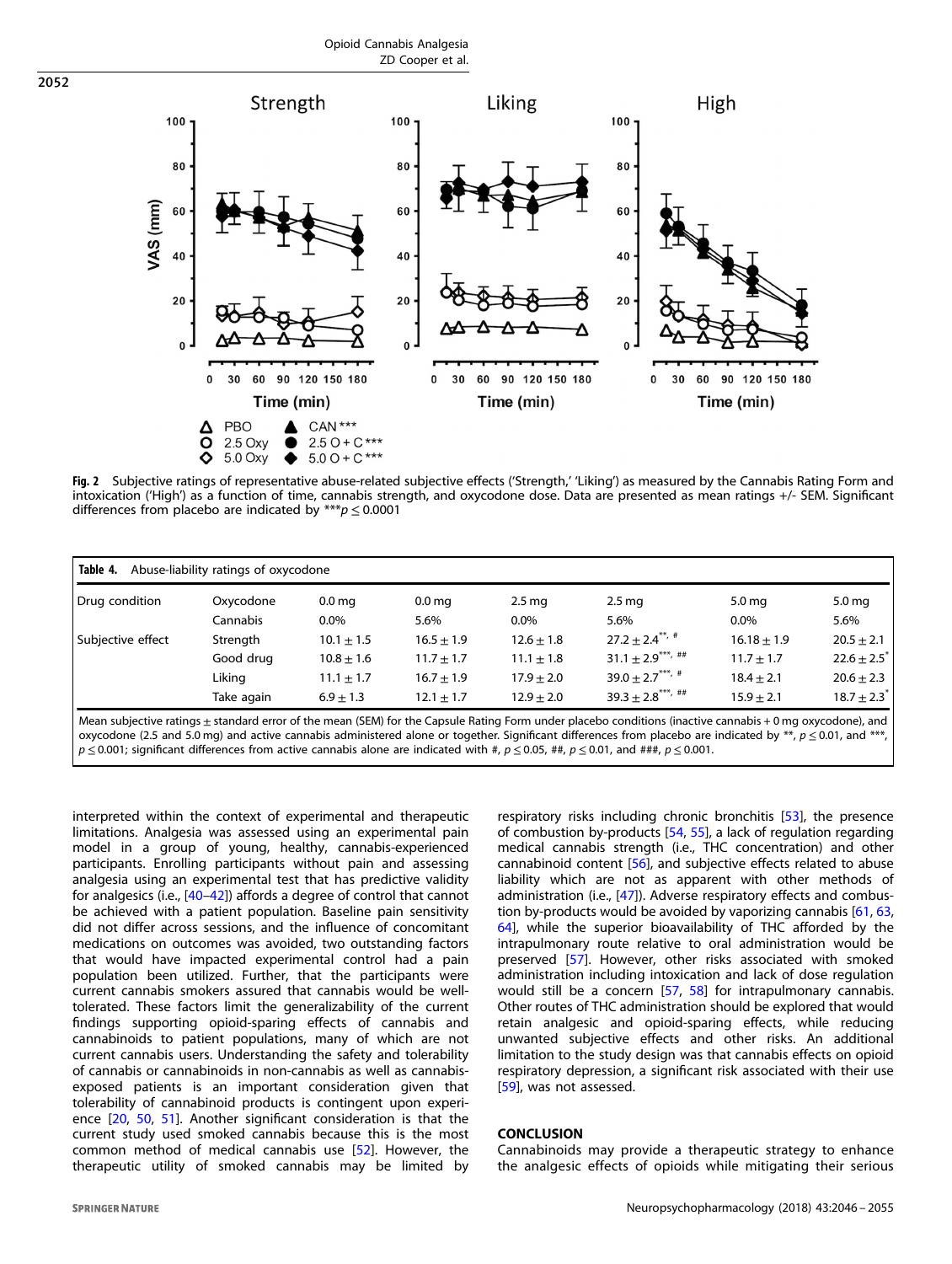Fig. 2 Subjective ratings of representative abuse-related subjective effects ('Strength,' 'Liking') as measured by the Cannabis Rating Form and intoxication ('High') as a function of time, cannabis strength, and oxycodone dose. Data are presented as mean ratings +/- SEM. Significant differences from placebo are indicated by ***$p \leq 0.0001$

**Table 4.** Abuse-liability ratings of oxycodone

| Drug condition | Oxycodone | 0.0 mg | 0.0 mg | 2.5 mg | 2.5 mg | 5.0 mg | 5.0 mg |
|---|---|---|---|---|---|---|---|
| | Cannabis | 0.0% | 5.6% | 0.0% | 5.6% | 0.0% | 5.6% |
| Subjective effect | Strength | 10.1 ± 1.5 | 16.5 ± 1.9 | 12.6 ± 1.8 | 27.2 ± 2.4**, # | 16.18 ± 1.9 | 20.5 ± 2.1 |
| | Good drug | 10.8 ± 1.6 | 11.7 ± 1.7 | 11.1 ± 1.8 | 31.1 ± 2.9***, ## | 11.7 ± 1.7 | 22.6 ± 2.5* |
| | Liking | 11.1 ± 1.7 | 16.7 ± 1.9 | 17.9 ± 2.0 | 39.0 ± 2.7***, # | 18.4 ± 2.1 | 20.6 ± 2.3 |
| | Take again | 6.9 ± 1.3 | 12.1 ± 1.7 | 12.9 ± 2.0 | 39.3 ± 2.8***, ## | 15.9 ± 2.1 | 18.7 ± 2.3* |

Mean subjective ratings ± standard error of the mean (SEM) for the Capsule Rating Form under placebo conditions (inactive cannabis + 0 mg oxycodone), and oxycodone (2.5 and 5.0 mg) and active cannabis administered alone or together. Significant differences from placebo are indicated by **, $p \leq 0.01$, and ***, $p \leq 0.001$; significant differences from active cannabis alone are indicated with #, $p \leq 0.05$, ##, $p \leq 0.01$, and ###, $p \leq 0.001$.

interpreted within the context of experimental and therapeutic limitations. Analgesia was assessed using an experimental pain model in a group of young, healthy, cannabis-experienced participants. Enrolling participants without pain and assessing analgesia using an experimental test that has predictive validity for analgesics (i.e., [40–42]) affords a degree of control that cannot be achieved with a patient population. Baseline pain sensitivity did not differ across sessions, and the influence of concomitant medications on outcomes was avoided, two outstanding factors that would have impacted experimental control had a pain population been utilized. Further, that the participants were current cannabis smokers assured that cannabis would be well-tolerated. These factors limit the generalizability of the current findings supporting opioid-sparing effects of cannabis and cannabinoids to patient populations, many of which are not current cannabis users. Understanding the safety and tolerability of cannabis or cannabinoids in non-cannabis as well as cannabis-exposed patients is an important consideration given that tolerability of cannabinoid products is contingent upon experience [20, 50, 51]. Another significant consideration is that the current study used smoked cannabis because this is the most common method of medical cannabis use [52]. However, the therapeutic utility of smoked cannabis may be limited by respiratory risks including chronic bronchitis [53], the presence of combustion by-products [54, 55], a lack of regulation regarding medical cannabis strength (i.e., THC concentration) and other cannabinoid content [56], and subjective effects related to abuse liability which are not as apparent with other methods of administration (i.e., [47]). Adverse respiratory effects and combustion by-products would be avoided by vaporizing cannabis [61, 63, 64], while the superior bioavailability of THC afforded by the intrapulmonary route relative to oral administration would be preserved [57]. However, other risks associated with smoked administration including intoxication and lack of dose regulation would still be a concern [57, 58] for intrapulmonary cannabis. Other routes of THC administration should be explored that would retain analgesic and opioid-sparing effects, while reducing unwanted subjective effects and other risks. An additional limitation to the study design was that cannabis effects on opioid respiratory depression, a significant risk associated with their use [59], was not assessed.

## CONCLUSION

Cannabinoids may provide a therapeutic strategy to enhance the analgesic effects of opioids while mitigating their serious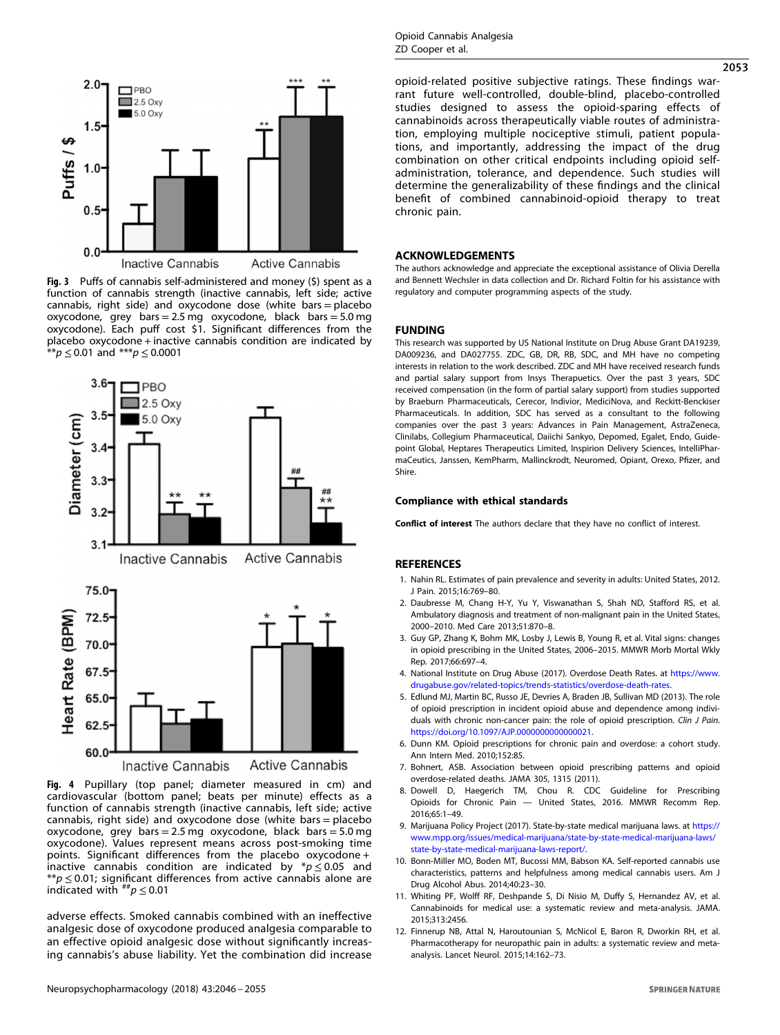Fig. 3 Puffs of cannabis self-administered and money ($) spent as a function of cannabis strength (inactive cannabis, left side; active cannabis, right side) and oxycodone dose (white bars = placebo oxycodone, grey bars = 2.5 mg oxycodone, black bars = 5.0 mg oxycodone). Each puff cost $1. Significant differences from the placebo oxycodone + inactive cannabis condition are indicated by $^{**}p \leq 0.01$ and $^{***}p \leq 0.0001$

Fig. 4 Pupillary (top panel; diameter measured in cm) and cardiovascular (bottom panel; beats per minute) effects as a function of cannabis strength (inactive cannabis, left side; active cannabis, right side) and oxycodone dose (white bars = placebo oxycodone, grey bars = 2.5 mg oxycodone, black bars = 5.0 mg oxycodone). Values represent means across post-smoking time points. Significant differences from the placebo oxycodone + inactive cannabis condition are indicated by $^{*}p \leq 0.05$ and $^{**}p \leq 0.01$; significant differences from active cannabis alone are indicated with $^{\#\#}p \leq 0.01$

adverse effects. Smoked cannabis combined with an ineffective analgesic dose of oxycodone produced analgesia comparable to an effective opioid analgesic dose without significantly increasing cannabis's abuse liability. Yet the combination did increase opioid-related positive subjective ratings. These findings warrant future well-controlled, double-blind, placebo-controlled studies designed to assess the opioid-sparing effects of cannabinoids across therapeutically viable routes of administration, employing multiple nociceptive stimuli, patient populations, and importantly, addressing the impact of the drug combination on other critical endpoints including opioid self-administration, tolerance, and dependence. Such studies will determine the generalizability of these findings and the clinical benefit of combined cannabinoid-opioid therapy to treat chronic pain.

## ACKNOWLEDGEMENTS

The authors acknowledge and appreciate the exceptional assistance of Olivia Derella and Bennett Wechsler in data collection and Dr. Richard Foltin for his assistance with regulatory and computer programming aspects of the study.

## FUNDING

This research was supported by US National Institute on Drug Abuse Grant DA19239, DA009236, and DA027755. ZDC, GB, DR, RB, SDC, and MH have no competing interests in relation to the work described. ZDC and MH have received research funds and partial salary support from Insys Therapeutics. Over the past 3 years, SDC received compensation (in the form of partial salary support) from studies supported by Braeburn Pharmaceuticals, Cerecor, Indivior, MediciNova, and Reckitt-Benckiser Pharmaceuticals. In addition, SDC has served as a consultant to the following companies over the past 3 years: Advances in Pain Management, AstraZeneca, Clinilabs, Collegium Pharmaceutical, Daiichi Sankyo, Depomed, Egalet, Endo, Guidepoint Global, Heptares Therapeutics Limited, Inspirion Delivery Sciences, IntelliPharmaCeutics, Janssen, KemPharm, Mallinckrodt, Neuromed, Opiant, Orexo, Pfizer, and Shire.

### Compliance with ethical standards

**Conflict of interest** The authors declare that they have no conflict of interest.

## REFERENCES

1. Nahin RL. Estimates of pain prevalence and severity in adults: United States, 2012. J Pain. 2015;16:769–80.
2. Daubresse M, Chang H-Y, Yu Y, Viswanathan S, Shah ND, Stafford RS, et al. Ambulatory diagnosis and treatment of non-malignant pain in the United States, 2000–2010. Med Care 2013;51:870–8.
3. Guy GP, Zhang K, Bohm MK, Losby J, Lewis B, Young R, et al. Vital signs: changes in opioid prescribing in the United States, 2006–2015. MMWR Morb Mortal Wkly Rep. 2017;66:697–4.
4. National Institute on Drug Abuse (2017). Overdose Death Rates. at https://www.drugabuse.gov/related-topics/trends-statistics/overdose-death-rates.
5. Edlund MJ, Martin BC, Russo JE, Devries A, Braden JB, Sullivan MD (2013). The role of opioid prescription in incident opioid abuse and dependence among individuals with chronic non-cancer pain: the role of opioid prescription. Clin J Pain. https://doi.org/10.1097/AJP.0000000000000021.
6. Dunn KM. Opioid prescriptions for chronic pain and overdose: a cohort study. Ann Intern Med. 2010;152:85.
7. Bohnert, ASB. Association between opioid prescribing patterns and opioid overdose-related deaths. JAMA 305, 1315 (2011).
8. Dowell D, Haegerich TM, Chou R. CDC Guideline for Prescribing Opioids for Chronic Pain — United States, 2016. MMWR Recomm Rep. 2016;65:1–49.
9. Marijuana Policy Project (2017). State-by-state medical marijuana laws. at https://www.mpp.org/issues/medical-marijuana/state-by-state-medical-marijuana-laws/state-by-state-medical-marijuana-laws-report/.
10. Bonn-Miller MO, Boden MT, Bucossi MM, Babson KA. Self-reported cannabis use characteristics, patterns and helpfulness among medical cannabis users. Am J Drug Alcohol Abus. 2014;40:23–30.
11. Whiting PF, Wolff RF, Deshpande S, Di Nisio M, Duffy S, Hernandez AV, et al. Cannabinoids for medical use: a systematic review and meta-analysis. JAMA. 2015;313:2456.
12. Finnerup NB, Attal N, Haroutounian S, McNicol E, Baron R, Dworkin RH, et al. Pharmacotherapy for neuropathic pain in adults: a systematic review and meta-analysis. Lancet Neurol. 2015;14:162–73.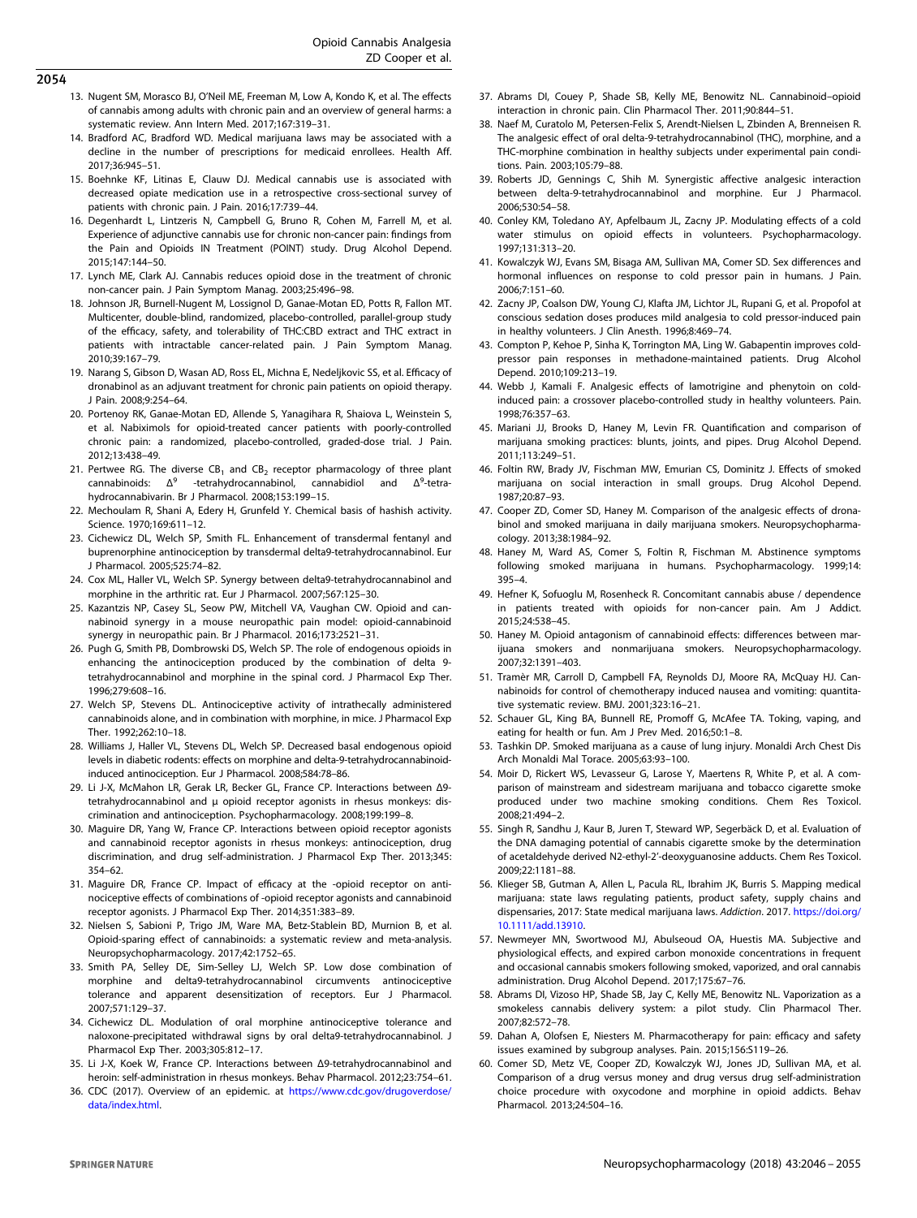13. Nugent SM, Morasco BJ, O'Neil ME, Freeman M, Low A, Kondo K, et al. The effects of cannabis among adults with chronic pain and an overview of general harms: a systematic review. Ann Intern Med. 2017;167:319–31.
14. Bradford AC, Bradford WD. Medical marijuana laws may be associated with a decline in the number of prescriptions for medicaid enrollees. Health Aff. 2017;36:945–51.
15. Boehnke KF, Litinas E, Clauw DJ. Medical cannabis use is associated with decreased opiate medication use in a retrospective cross-sectional survey of patients with chronic pain. J Pain. 2016;17:739–44.
16. Degenhardt L, Lintzeris N, Campbell G, Bruno R, Cohen M, Farrell M, et al. Experience of adjunctive cannabis use for chronic non-cancer pain: findings from the Pain and Opioids IN Treatment (POINT) study. Drug Alcohol Depend. 2015;147:144–50.
17. Lynch ME, Clark AJ. Cannabis reduces opioid dose in the treatment of chronic non-cancer pain. J Pain Symptom Manag. 2003;25:496–98.
18. Johnson JR, Burnell-Nugent M, Lossignol D, Ganae-Motan ED, Potts R, Fallon MT. Multicenter, double-blind, randomized, placebo-controlled, parallel-group study of the efficacy, safety, and tolerability of THC:CBD extract and THC extract in patients with intractable cancer-related pain. J Pain Symptom Manag. 2010;39:167–79.
19. Narang S, Gibson D, Wasan AD, Ross EL, Michna E, Nedeljkovic SS, et al. Efficacy of dronabinol as an adjuvant treatment for chronic pain patients on opioid therapy. J Pain. 2008;9:254–64.
20. Portenoy RK, Ganae-Motan ED, Allende S, Yanagihara R, Shaiova L, Weinstein S, et al. Nabiximols for opioid-treated cancer patients with poorly-controlled chronic pain: a randomized, placebo-controlled, graded-dose trial. J Pain. 2012;13:438–49.
21. Pertwee RG. The diverse $CB_1$ and $CB_2$ receptor pharmacology of three plant cannabinoids: $\Delta^9$ -tetrahydrocannabinol, cannabidiol and $\Delta^9$-tetrahydrocannabivarin. Br J Pharmacol. 2008;153:199–15.
22. Mechoulam R, Shani A, Edery H, Grunfeld Y. Chemical basis of hashish activity. Science. 1970;169:611–12.
23. Cichewicz DL, Welch SP, Smith FL. Enhancement of transdermal fentanyl and buprenorphine antinociception by transdermal delta9-tetrahydrocannabinol. Eur J Pharmacol. 2005;525:74–82.
24. Cox ML, Haller VL, Welch SP. Synergy between delta9-tetrahydrocannabinol and morphine in the arthritic rat. Eur J Pharmacol. 2007;567:125–30.
25. Kazantzis NP, Casey SL, Seow PW, Mitchell VA, Vaughan CW. Opioid and cannabinoid synergy in a mouse neuropathic pain model: opioid-cannabinoid synergy in neuropathic pain. Br J Pharmacol. 2016;173:2521–31.
26. Pugh G, Smith PB, Dombrowski DS, Welch SP. The role of endogenous opioids in enhancing the antinociception produced by the combination of delta 9-tetrahydrocannabinol and morphine in the spinal cord. J Pharmacol Exp Ther. 1996;279:608–16.
27. Welch SP, Stevens DL. Antinociceptive activity of intrathecally administered cannabinoids alone, and in combination with morphine, in mice. J Pharmacol Exp Ther. 1992;262:10–18.
28. Williams J, Haller VL, Stevens DL, Welch SP. Decreased basal endogenous opioid levels in diabetic rodents: effects on morphine and delta-9-tetrahydrocannabinoid-induced antinociception. Eur J Pharmacol. 2008;584:78–86.
29. Li J-X, McMahon LR, Gerak LR, Becker GL, France CP. Interactions between Δ9-tetrahydrocannabinol and μ opioid receptor agonists in rhesus monkeys: discrimination and antinociception. Psychopharmacology. 2008;199:199–8.
30. Maguire DR, Yang W, France CP. Interactions between opioid receptor agonists and cannabinoid receptor agonists in rhesus monkeys: antinociception, drug discrimination, and drug self-administration. J Pharmacol Exp Ther. 2013;345:354–62.
31. Maguire DR, France CP. Impact of efficacy at the -opioid receptor on antinociceptive effects of combinations of -opioid receptor agonists and cannabinoid receptor agonists. J Pharmacol Exp Ther. 2014;351:383–89.
32. Nielsen S, Sabioni P, Trigo JM, Ware MA, Betz-Stablein BD, Murnion B, et al. Opioid-sparing effect of cannabinoids: a systematic review and meta-analysis. Neuropsychopharmacology. 2017;42:1752–65.
33. Smith PA, Selley DE, Sim-Selley LJ, Welch SP. Low dose combination of morphine and delta9-tetrahydrocannabinol circumvents antinociceptive tolerance and apparent desensitization of receptors. Eur J Pharmacol. 2007;571:129–37.
34. Cichewicz DL. Modulation of oral morphine antinociceptive tolerance and naloxone-precipitated withdrawal signs by oral delta9-tetrahydrocannabinol. J Pharmacol Exp Ther. 2003;305:812–17.
35. Li J-X, Koek W, France CP. Interactions between Δ9-tetrahydrocannabinol and heroin: self-administration in rhesus monkeys. Behav Pharmacol. 2012;23:754–61.
36. CDC (2017). Overview of an epidemic. at https://www.cdc.gov/drugoverdose/data/index.html.
37. Abrams DI, Couey P, Shade SB, Kelly ME, Benowitz NL. Cannabinoid–opioid interaction in chronic pain. Clin Pharmacol Ther. 2011;90:844–51.
38. Naef M, Curatolo M, Petersen-Felix S, Arendt-Nielsen L, Zbinden A, Brenneisen R. The analgesic effect of oral delta-9-tetrahydrocannabinol (THC), morphine, and a THC-morphine combination in healthy subjects under experimental pain conditions. Pain. 2003;105:79–88.
39. Roberts JD, Gennings C, Shih M. Synergistic affective analgesic interaction between delta-9-tetrahydrocannabinol and morphine. Eur J Pharmacol. 2006;530:54–58.
40. Conley KM, Toledano AY, Apfelbaum JL, Zacny JP. Modulating effects of a cold water stimulus on opioid effects in volunteers. Psychopharmacology. 1997;131:313–20.
41. Kowalczyk WJ, Evans SM, Bisaga AM, Sullivan MA, Comer SD. Sex differences and hormonal influences on response to cold pressor pain in humans. J Pain. 2006;7:151–60.
42. Zacny JP, Coalson DW, Young CJ, Klafta JM, Lichtor JL, Rupani G, et al. Propofol at conscious sedation doses produces mild analgesia to cold pressor-induced pain in healthy volunteers. J Clin Anesth. 1996;8:469–74.
43. Compton P, Kehoe P, Sinha K, Torrington MA, Ling W. Gabapentin improves cold-pressor pain responses in methadone-maintained patients. Drug Alcohol Depend. 2010;109:213–19.
44. Webb J, Kamali F. Analgesic effects of lamotrigine and phenytoin on cold-induced pain: a crossover placebo-controlled study in healthy volunteers. Pain. 1998;76:357–63.
45. Mariani JJ, Brooks D, Haney M, Levin FR. Quantification and comparison of marijuana smoking practices: blunts, joints, and pipes. Drug Alcohol Depend. 2011;113:249–51.
46. Foltin RW, Brady JV, Fischman MW, Emurian CS, Dominitz J. Effects of smoked marijuana on social interaction in small groups. Drug Alcohol Depend. 1987;20:87–93.
47. Cooper ZD, Comer SD, Haney M. Comparison of the analgesic effects of dronabinol and smoked marijuana in daily marijuana smokers. Neuropsychopharmacology. 2013;38:1984–92.
48. Haney M, Ward AS, Comer S, Foltin R, Fischman M. Abstinence symptoms following smoked marijuana in humans. Psychopharmacology. 1999;14:395–4.
49. Hefner K, Sofuoglu M, Rosenheck R. Concomitant cannabis abuse / dependence in patients treated with opioids for non-cancer pain. Am J Addict. 2015;24:538–45.
50. Haney M. Opioid antagonism of cannabinoid effects: differences between marijuana smokers and nonmarijuana smokers. Neuropsychopharmacology. 2007;32:1391–403.
51. Tramèr MR, Carroll D, Campbell FA, Reynolds DJ, Moore RA, McQuay HJ. Cannabinoids for control of chemotherapy induced nausea and vomiting: quantitative systematic review. BMJ. 2001;323:16–21.
52. Schauer GL, King BA, Bunnell RE, Promoff G, McAfee TA. Toking, vaping, and eating for health or fun. Am J Prev Med. 2016;50:1–8.
53. Tashkin DP. Smoked marijuana as a cause of lung injury. Monaldi Arch Chest Dis Arch Monaldi Mal Torace. 2005;63:93–100.
54. Moir D, Rickert WS, Levasseur G, Larose Y, Maertens R, White P, et al. A comparison of mainstream and sidestream marijuana and tobacco cigarette smoke produced under two machine smoking conditions. Chem Res Toxicol. 2008;21:494–2.
55. Singh R, Sandhu J, Kaur B, Juren T, Steward WP, Segerbäck D, et al. Evaluation of the DNA damaging potential of cannabis cigarette smoke by the determination of acetaldehyde derived N2-ethyl-2′-deoxyguanosine adducts. Chem Res Toxicol. 2009;22:1181–88.
56. Klieger SB, Gutman A, Allen L, Pacula RL, Ibrahim JK, Burris S. Mapping medical marijuana: state laws regulating patients, product safety, supply chains and dispensaries, 2017: State medical marijuana laws. *Addiction*. 2017. https://doi.org/10.1111/add.13910.
57. Newmeyer MN, Swortwood MJ, Abulseoud OA, Huestis MA. Subjective and physiological effects, and expired carbon monoxide concentrations in frequent and occasional cannabis smokers following smoked, vaporized, and oral cannabis administration. Drug Alcohol Depend. 2017;175:67–76.
58. Abrams DI, Vizoso HP, Shade SB, Jay C, Kelly ME, Benowitz NL. Vaporization as a smokeless cannabis delivery system: a pilot study. Clin Pharmacol Ther. 2007;82:572–78.
59. Dahan A, Olofsen E, Niesters M. Pharmacotherapy for pain: efficacy and safety issues examined by subgroup analyses. Pain. 2015;156:S119–26.
60. Comer SD, Metz VE, Cooper ZD, Kowalczyk WJ, Jones JD, Sullivan MA, et al. Comparison of a drug versus money and drug versus drug self-administration choice procedure with oxycodone and morphine in opioid addicts. Behav Pharmacol. 2013;24:504–16.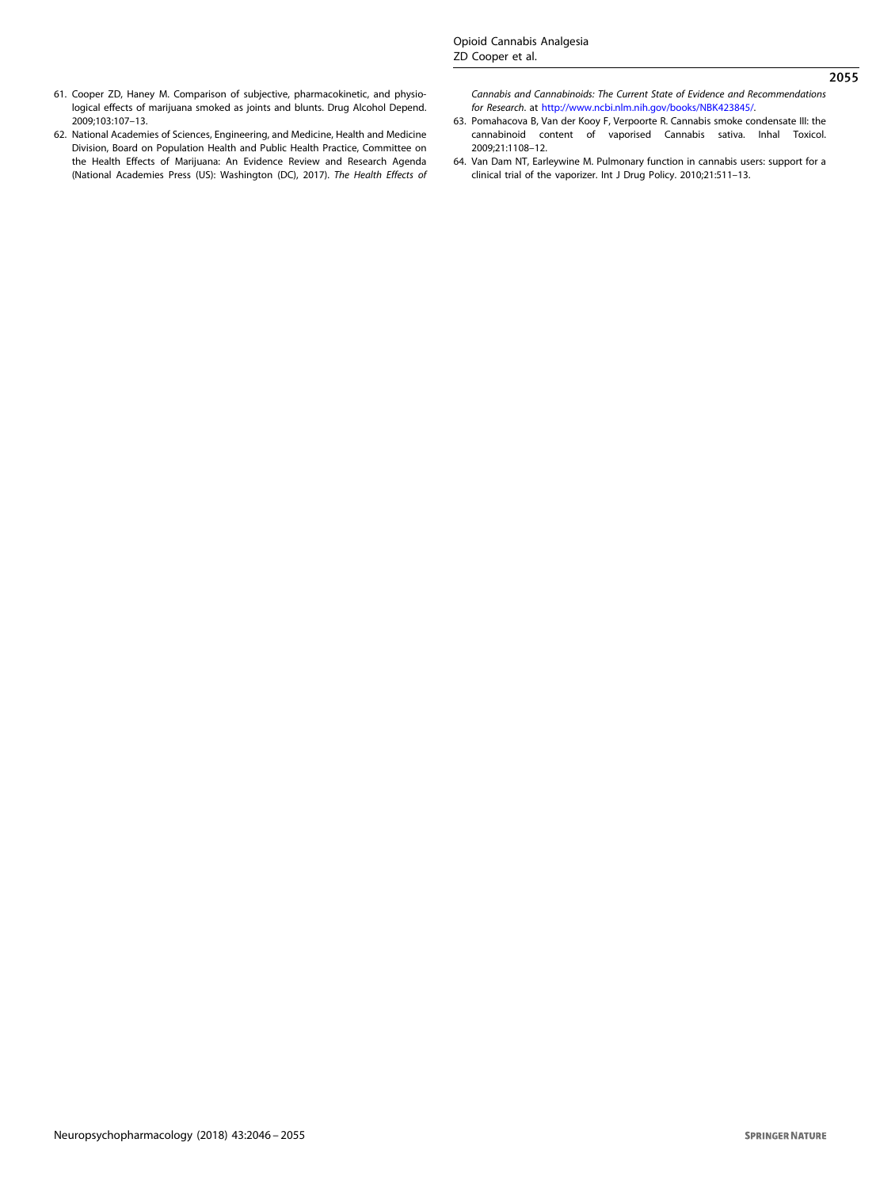61. Cooper ZD, Haney M. Comparison of subjective, pharmacokinetic, and physiological effects of marijuana smoked as joints and blunts. Drug Alcohol Depend. 2009;103:107–13.
62. National Academies of Sciences, Engineering, and Medicine, Health and Medicine Division, Board on Population Health and Public Health Practice, Committee on the Health Effects of Marijuana: An Evidence Review and Research Agenda (National Academies Press (US): Washington (DC), 2017). *The Health Effects of Cannabis and Cannabinoids: The Current State of Evidence and Recommendations for Research*. at http://www.ncbi.nlm.nih.gov/books/NBK423845/.
63. Pomahacova B, Van der Kooy F, Verpoorte R. Cannabis smoke condensate III: the cannabinoid content of vaporised Cannabis sativa. Inhal Toxicol. 2009;21:1108–12.
64. Van Dam NT, Earleywine M. Pulmonary function in cannabis users: support for a clinical trial of the vaporizer. Int J Drug Policy. 2010;21:511–13.